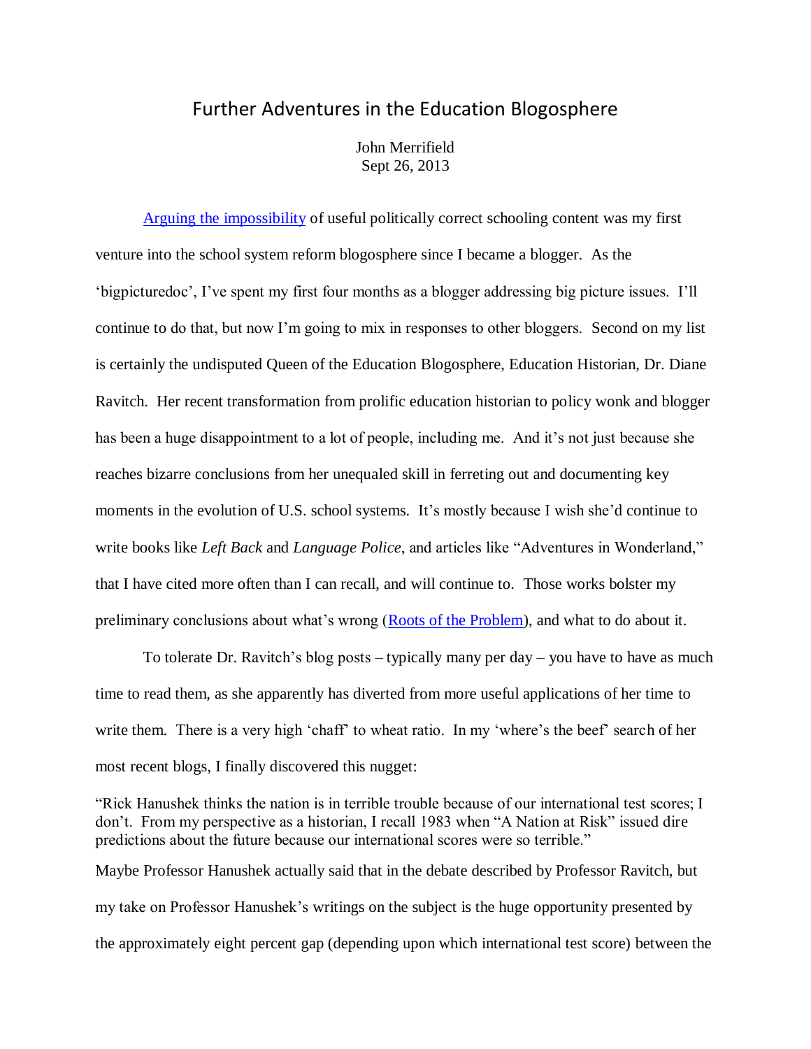# Further Adventures in the Education Blogosphere

John Merrifield
Sept 26, 2013

Arguing the impossibility of useful politically correct schooling content was my first venture into the school system reform blogosphere since I became a blogger. As the 'bigpicturedoc', I've spent my first four months as a blogger addressing big picture issues. I'll continue to do that, but now I'm going to mix in responses to other bloggers. Second on my list is certainly the undisputed Queen of the Education Blogosphere, Education Historian, Dr. Diane Ravitch. Her recent transformation from prolific education historian to policy wonk and blogger has been a huge disappointment to a lot of people, including me. And it's not just because she reaches bizarre conclusions from her unequaled skill in ferreting out and documenting key moments in the evolution of U.S. school systems. It's mostly because I wish she'd continue to write books like *Left Back* and *Language Police*, and articles like "Adventures in Wonderland," that I have cited more often than I can recall, and will continue to. Those works bolster my preliminary conclusions about what's wrong (Roots of the Problem), and what to do about it.

To tolerate Dr. Ravitch's blog posts – typically many per day – you have to have as much time to read them, as she apparently has diverted from more useful applications of her time to write them. There is a very high 'chaff' to wheat ratio. In my 'where's the beef' search of her most recent blogs, I finally discovered this nugget:

"Rick Hanushek thinks the nation is in terrible trouble because of our international test scores; I don't. From my perspective as a historian, I recall 1983 when "A Nation at Risk" issued dire predictions about the future because our international scores were so terrible."

Maybe Professor Hanushek actually said that in the debate described by Professor Ravitch, but my take on Professor Hanushek's writings on the subject is the huge opportunity presented by the approximately eight percent gap (depending upon which international test score) between the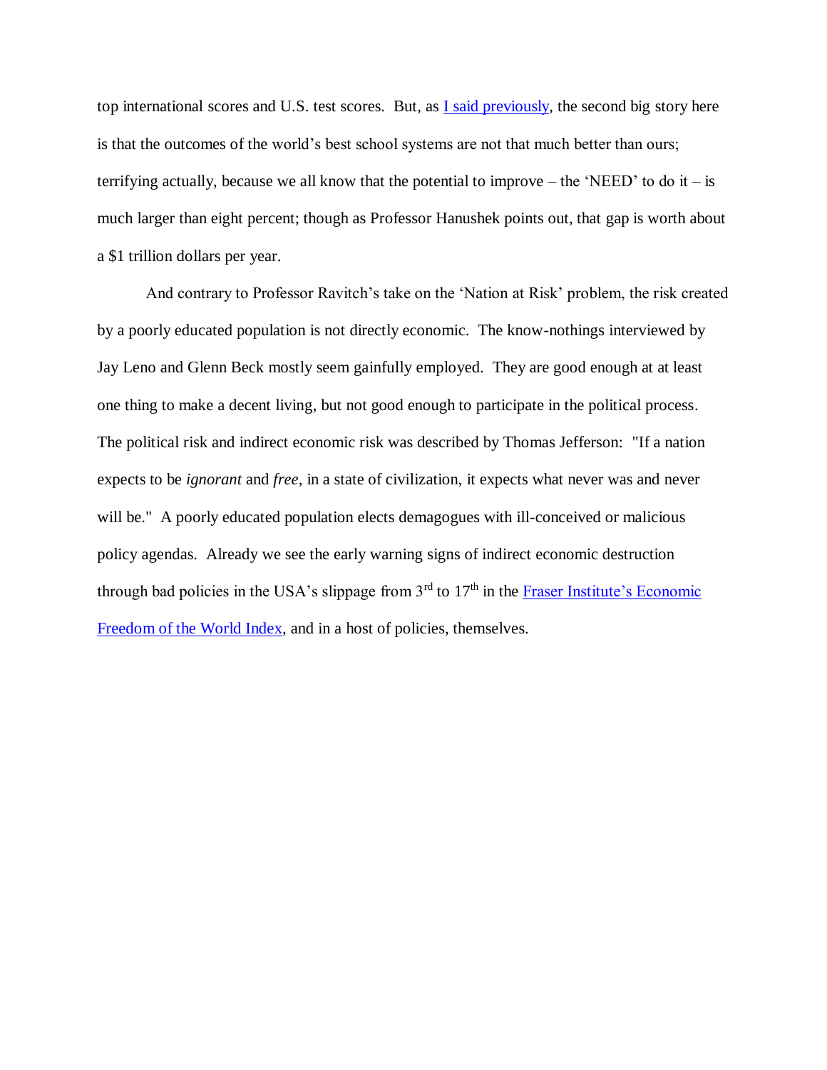top international scores and U.S. test scores. But, as [I said previously](), the second big story here is that the outcomes of the world's best school systems are not that much better than ours; terrifying actually, because we all know that the potential to improve – the 'NEED' to do it – is much larger than eight percent; though as Professor Hanushek points out, that gap is worth about a $1 trillion dollars per year.

And contrary to Professor Ravitch's take on the 'Nation at Risk' problem, the risk created by a poorly educated population is not directly economic. The know-nothings interviewed by Jay Leno and Glenn Beck mostly seem gainfully employed. They are good enough at at least one thing to make a decent living, but not good enough to participate in the political process. The political risk and indirect economic risk was described by Thomas Jefferson: "If a nation expects to be *ignorant* and *free*, in a state of civilization, it expects what never was and never will be." A poorly educated population elects demagogues with ill-conceived or malicious policy agendas. Already we see the early warning signs of indirect economic destruction through bad policies in the USA's slippage from 3rd to 17th in the [Fraser Institute's Economic Freedom of the World Index](), and in a host of policies, themselves.